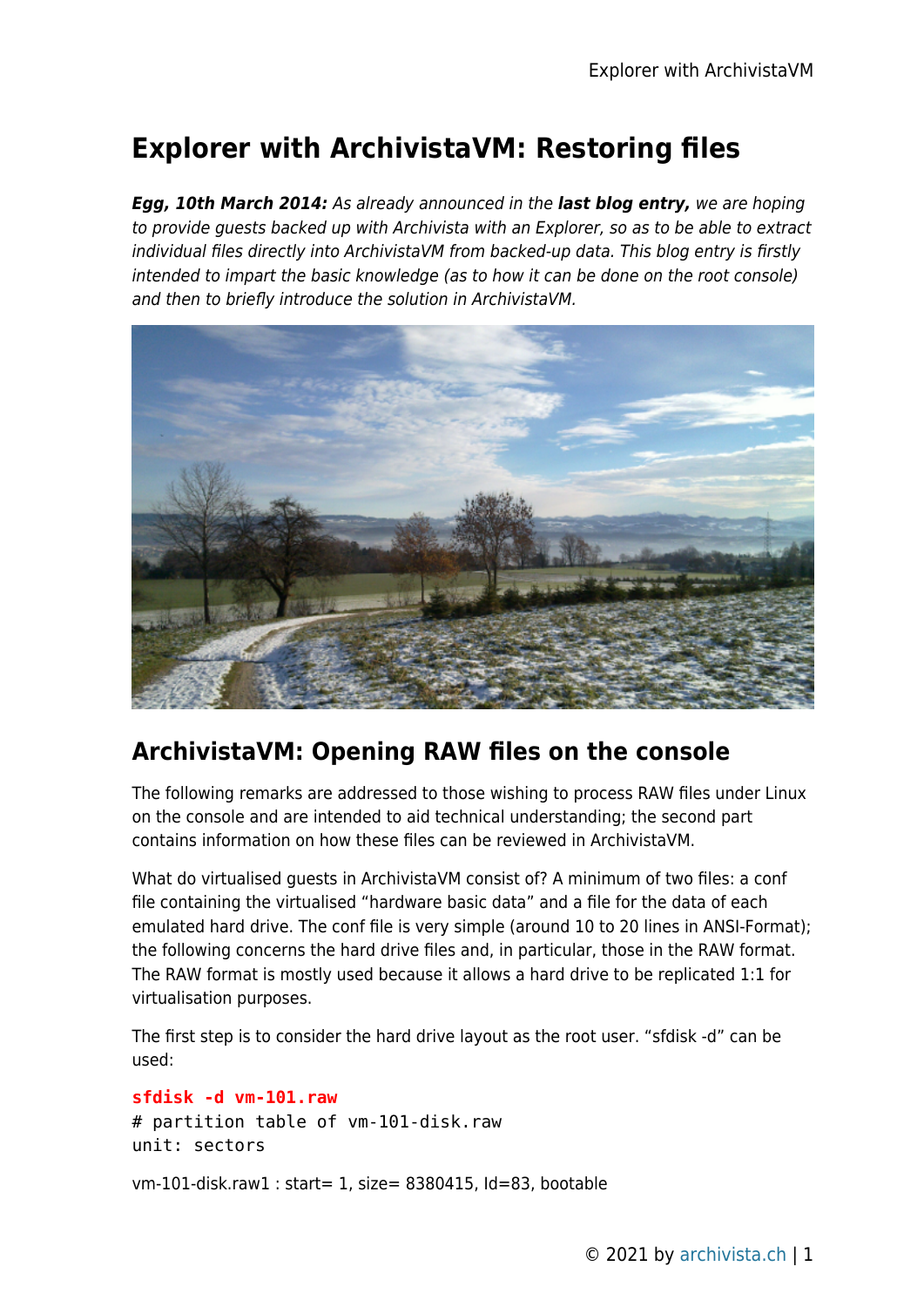# Explorer with ArchivistaVM: Restoring files

***Egg, 10th March 2014:*** *As already announced in the* ***last blog entry,*** *we are hoping to provide guests backed up with Archivista with an Explorer, so as to be able to extract individual files directly into ArchivistaVM from backed-up data. This blog entry is firstly intended to impart the basic knowledge (as to how it can be done on the root console) and then to briefly introduce the solution in ArchivistaVM.*

## ArchivistaVM: Opening RAW files on the console

The following remarks are addressed to those wishing to process RAW files under Linux on the console and are intended to aid technical understanding; the second part contains information on how these files can be reviewed in ArchivistaVM.

What do virtualised guests in ArchivistaVM consist of? A minimum of two files: a conf file containing the virtualised "hardware basic data" and a file for the data of each emulated hard drive. The conf file is very simple (around 10 to 20 lines in ANSI-Format); the following concerns the hard drive files and, in particular, those in the RAW format. The RAW format is mostly used because it allows a hard drive to be replicated 1:1 for virtualisation purposes.

The first step is to consider the hard drive layout as the root user. "sfdisk -d" can be used:

```
sfdisk -d vm-101.raw
# partition table of vm-101-disk.raw
unit: sectors
```

vm-101-disk.raw1 : start= 1, size= 8380415, Id=83, bootable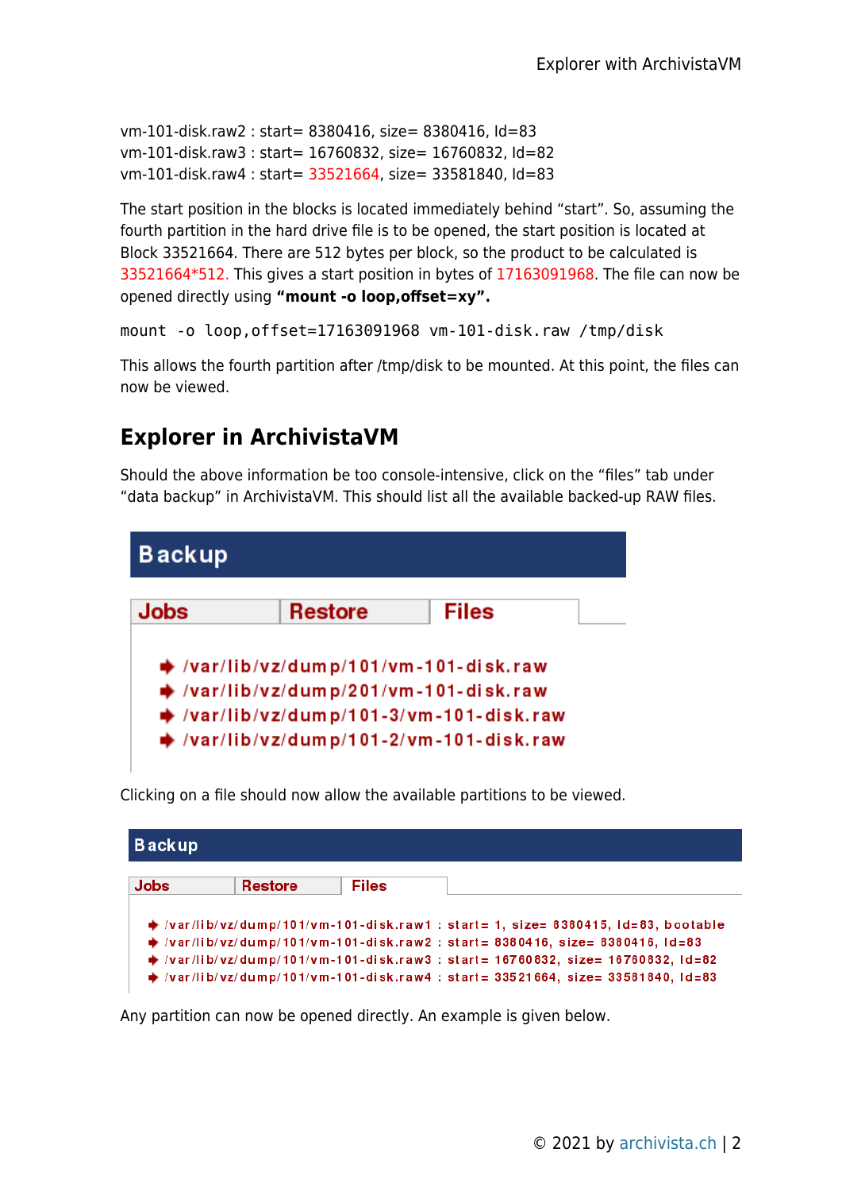vm-101-disk.raw2 : start= 8380416, size= 8380416, Id=83
vm-101-disk.raw3 : start= 16760832, size= 16760832, Id=82
vm-101-disk.raw4 : start= 33521664, size= 33581840, Id=83

The start position in the blocks is located immediately behind "start". So, assuming the fourth partition in the hard drive file is to be opened, the start position is located at Block 33521664. There are 512 bytes per block, so the product to be calculated is 33521664*512. This gives a start position in bytes of 17163091968. The file can now be opened directly using **"mount -o loop,offset=xy".**

```
mount -o loop,offset=17163091968 vm-101-disk.raw /tmp/disk
```

This allows the fourth partition after /tmp/disk to be mounted. At this point, the files can now be viewed.

## Explorer in ArchivistaVM

Should the above information be too console-intensive, click on the "files" tab under "data backup" in ArchivistaVM. This should list all the available backed-up RAW files.

**Backup**

| Jobs | Restore | Files |
|---|---|---|

- /var/lib/vz/dump/101/vm-101-disk.raw
- /var/lib/vz/dump/201/vm-101-disk.raw
- /var/lib/vz/dump/101-3/vm-101-disk.raw
- /var/lib/vz/dump/101-2/vm-101-disk.raw

Clicking on a file should now allow the available partitions to be viewed.

**Backup**

| Jobs | Restore | Files |
|---|---|---|

- /var/lib/vz/dump/101/vm-101-disk.raw1 : start= 1, size= 8380415, Id=83, bootable
- /var/lib/vz/dump/101/vm-101-disk.raw2 : start= 8380416, size= 8380416, Id=83
- /var/lib/vz/dump/101/vm-101-disk.raw3 : start= 16760832, size= 16760832, Id=82
- /var/lib/vz/dump/101/vm-101-disk.raw4 : start= 33521664, size= 33581840, Id=83

Any partition can now be opened directly. An example is given below.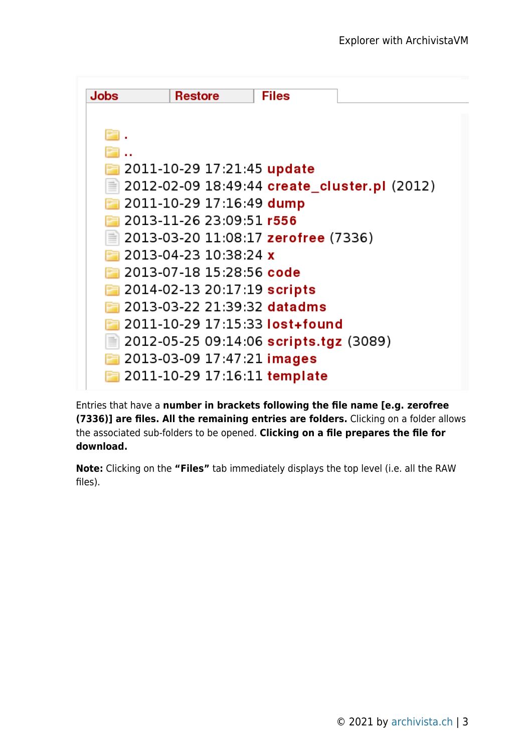Jobs | Restore | Files

.
..
2011-10-29 17:21:45 **update**
2012-02-09 18:49:44 **create_cluster.pl** (2012)
2011-10-29 17:16:49 **dump**
2013-11-26 23:09:51 **r556**
2013-03-20 11:08:17 **zerofree** (7336)
2013-04-23 10:38:24 **x**
2013-07-18 15:28:56 **code**
2014-02-13 20:17:19 **scripts**
2013-03-22 21:39:32 **datadms**
2011-10-29 17:15:33 **lost+found**
2012-05-25 09:14:06 **scripts.tgz** (3089)
2013-03-09 17:47:21 **images**
2011-10-29 17:16:11 **template**

Entries that have a **number in brackets following the file name [e.g. zerofree (7336)] are files. All the remaining entries are folders.** Clicking on a folder allows the associated sub-folders to be opened. **Clicking on a file prepares the file for download.**

**Note:** Clicking on the **"Files"** tab immediately displays the top level (i.e. all the RAW files).